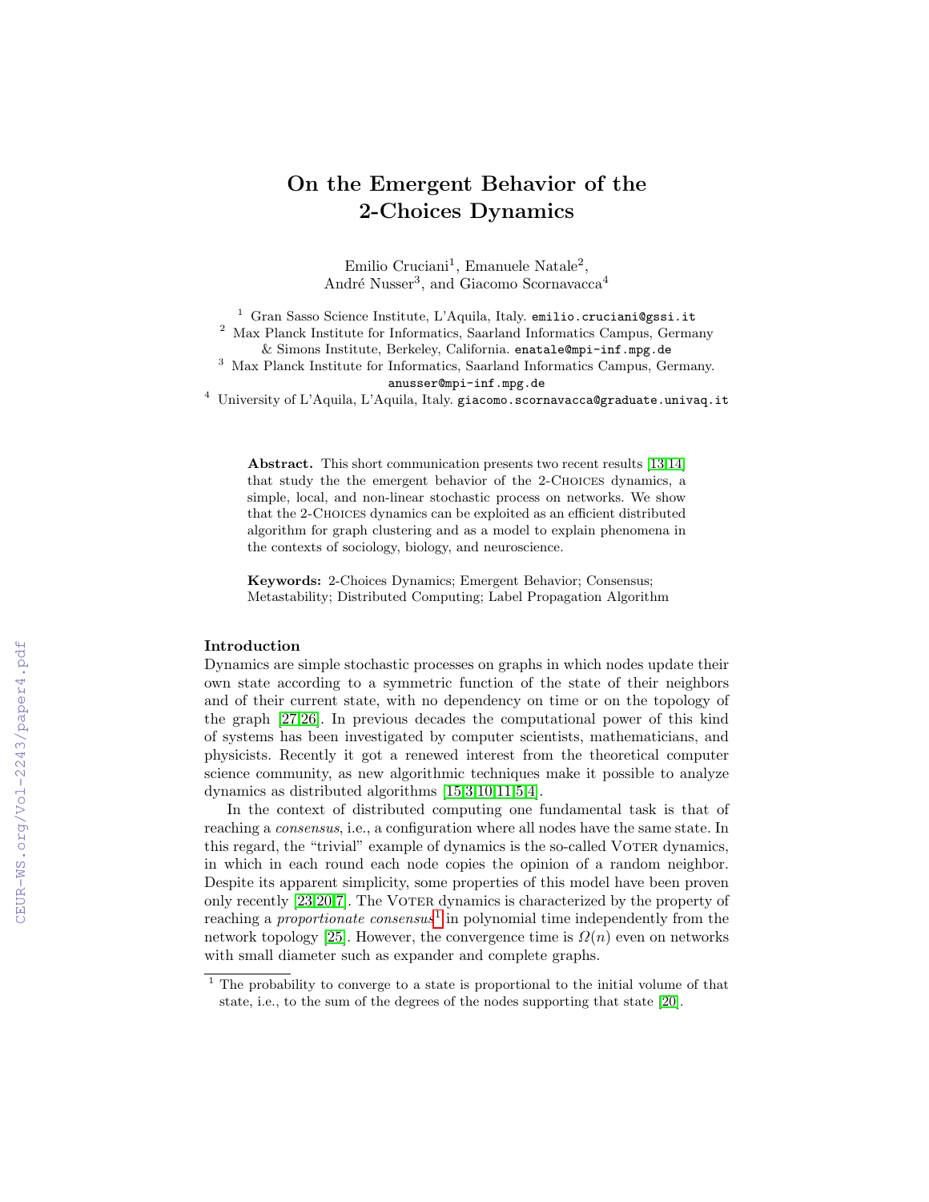# On the Emergent Behavior of the 2-Choices Dynamics

Emilio Cruciani[1], Emanuele Natale[2], André Nusser[3], and Giacomo Scornavacca[4]

[1] Gran Sasso Science Institute, L'Aquila, Italy. emilio.cruciani@gssi.it

[2] Max Planck Institute for Informatics, Saarland Informatics Campus, Germany & Simons Institute, Berkeley, California. enatale@mpi-inf.mpg.de

[3] Max Planck Institute for Informatics, Saarland Informatics Campus, Germany. anusser@mpi-inf.mpg.de

[4] University of L'Aquila, L'Aquila, Italy. giacomo.scornavacca@graduate.univaq.it

**Abstract.** This short communication presents two recent results [13,14] that study the the emergent behavior of the 2-Choices dynamics, a simple, local, and non-linear stochastic process on networks. We show that the 2-Choices dynamics can be exploited as an efficient distributed algorithm for graph clustering and as a model to explain phenomena in the contexts of sociology, biology, and neuroscience.

**Keywords:** 2-Choices Dynamics; Emergent Behavior; Consensus; Metastability; Distributed Computing; Label Propagation Algorithm

## Introduction

Dynamics are simple stochastic processes on graphs in which nodes update their own state according to a symmetric function of the state of their neighbors and of their current state, with no dependency on time or on the topology of the graph [27,26]. In previous decades the computational power of this kind of systems has been investigated by computer scientists, mathematicians, and physicists. Recently it got a renewed interest from the theoretical computer science community, as new algorithmic techniques make it possible to analyze dynamics as distributed algorithms [15,3,10,11,5,4].

In the context of distributed computing one fundamental task is that of reaching a *consensus*, i.e., a configuration where all nodes have the same state. In this regard, the "trivial" example of dynamics is the so-called Voter dynamics, in which in each round each node copies the opinion of a random neighbor. Despite its apparent simplicity, some properties of this model have been proven only recently [23,20,7]. The Voter dynamics is characterized by the property of reaching a *proportionate consensus*[1] in polynomial time independently from the network topology [25]. However, the convergence time is $\Omega(n)$ even on networks with small diameter such as expander and complete graphs.

[1] The probability to converge to a state is proportional to the initial volume of that state, i.e., to the sum of the degrees of the nodes supporting that state [20].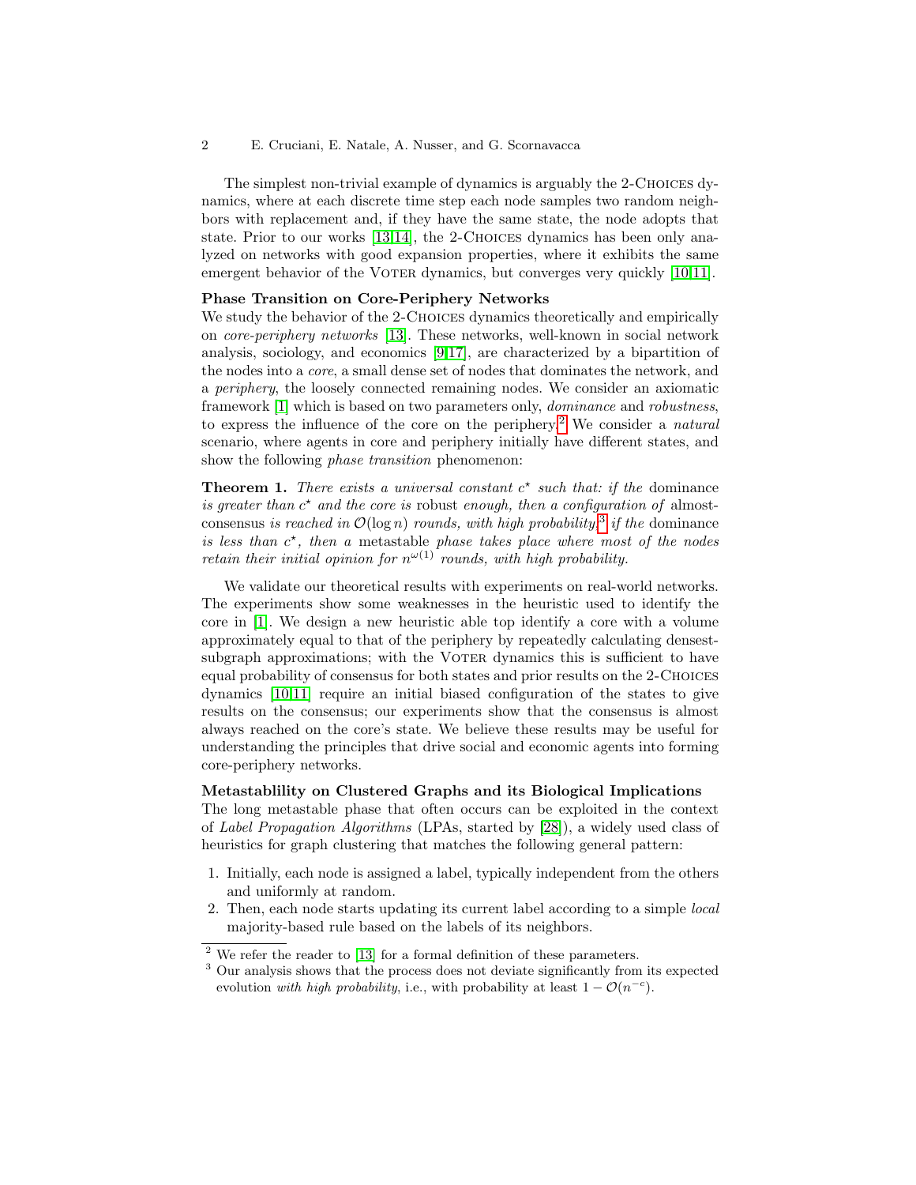The simplest non-trivial example of dynamics is arguably the 2-Choices dynamics, where at each discrete time step each node samples two random neighbors with replacement and, if they have the same state, the node adopts that state. Prior to our works [13,14], the 2-Choices dynamics has been only analyzed on networks with good expansion properties, where it exhibits the same emergent behavior of the Voter dynamics, but converges very quickly [10,11].

**Phase Transition on Core-Periphery Networks**

We study the behavior of the 2-Choices dynamics theoretically and empirically on *core-periphery networks* [13]. These networks, well-known in social network analysis, sociology, and economics [9,17], are characterized by a bipartition of the nodes into a *core*, a small dense set of nodes that dominates the network, and a *periphery*, the loosely connected remaining nodes. We consider an axiomatic framework [1] which is based on two parameters only, *dominance* and *robustness*, to express the influence of the core on the periphery.[2] We consider a *natural* scenario, where agents in core and periphery initially have different states, and show the following *phase transition* phenomenon:

**Theorem 1.** *There exists a universal constant $c^\star$ such that: if the* dominance *is greater than $c^\star$ and the core is* robust *enough, then a configuration of* almost-consensus *is reached in $\mathcal{O}(\log n)$ rounds, with high probability;*[3] *if the* dominance *is less than $c^\star$, then a* metastable *phase takes place where most of the nodes retain their initial opinion for $n^{\omega(1)}$ rounds, with high probability.*

We validate our theoretical results with experiments on real-world networks. The experiments show some weaknesses in the heuristic used to identify the core in [1]. We design a new heuristic able top identify a core with a volume approximately equal to that of the periphery by repeatedly calculating densest-subgraph approximations; with the Voter dynamics this is sufficient to have equal probability of consensus for both states and prior results on the 2-Choices dynamics [10,11] require an initial biased configuration of the states to give results on the consensus; our experiments show that the consensus is almost always reached on the core's state. We believe these results may be useful for understanding the principles that drive social and economic agents into forming core-periphery networks.

**Metastablility on Clustered Graphs and its Biological Implications**

The long metastable phase that often occurs can be exploited in the context of *Label Propagation Algorithms* (LPAs, started by [28]), a widely used class of heuristics for graph clustering that matches the following general pattern:

1. Initially, each node is assigned a label, typically independent from the others and uniformly at random.
2. Then, each node starts updating its current label according to a simple *local* majority-based rule based on the labels of its neighbors.

[2] We refer the reader to [13] for a formal definition of these parameters.

[3] Our analysis shows that the process does not deviate significantly from its expected evolution *with high probability*, i.e., with probability at least $1 - \mathcal{O}(n^{-c})$.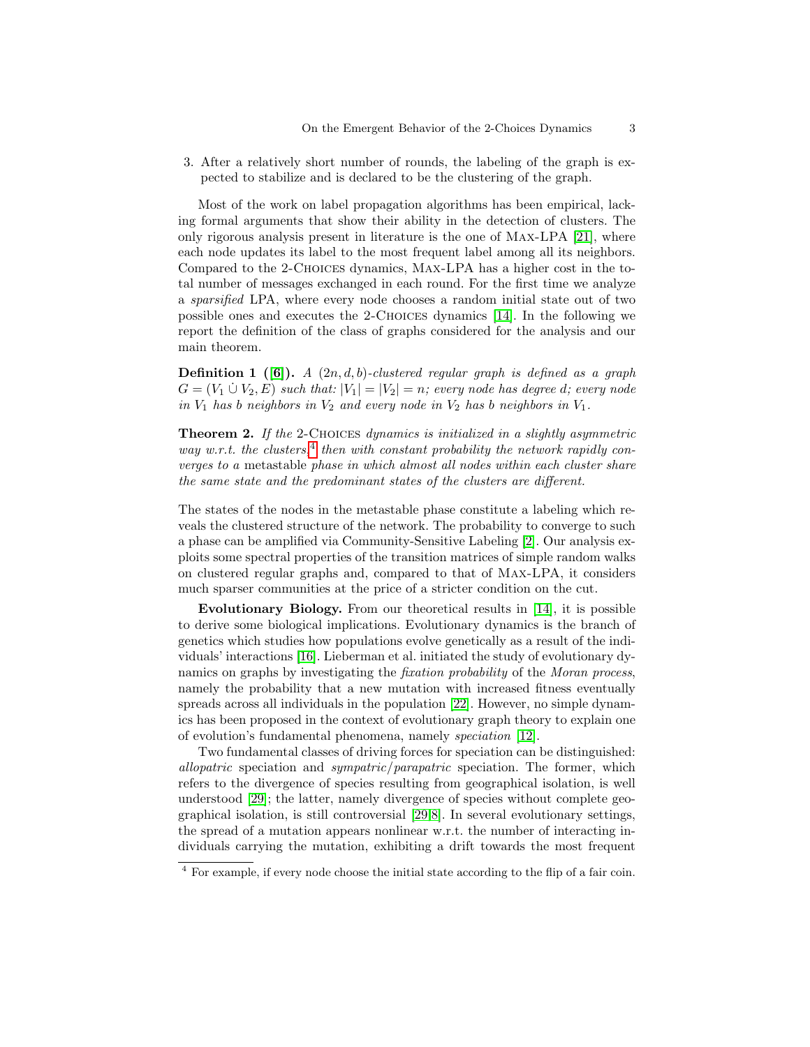3. After a relatively short number of rounds, the labeling of the graph is expected to stabilize and is declared to be the clustering of the graph.

Most of the work on label propagation algorithms has been empirical, lacking formal arguments that show their ability in the detection of clusters. The only rigorous analysis present in literature is the one of MAX-LPA [21], where each node updates its label to the most frequent label among all its neighbors. Compared to the 2-CHOICES dynamics, MAX-LPA has a higher cost in the total number of messages exchanged in each round. For the first time we analyze a *sparsified* LPA, where every node chooses a random initial state out of two possible ones and executes the 2-CHOICES dynamics [14]. In the following we report the definition of the class of graphs considered for the analysis and our main theorem.

**Definition 1 ([6]).** *A $(2n, d, b)$-clustered regular graph is defined as a graph $G = (V_1 \dot\cup V_2, E)$ such that: $|V_1| = |V_2| = n$; every node has degree $d$; every node in $V_1$ has $b$ neighbors in $V_2$ and every node in $V_2$ has $b$ neighbors in $V_1$.*

**Theorem 2.** *If the* 2-CHOICES *dynamics is initialized in a slightly asymmetric way w.r.t. the clusters,[4] then with constant probability the network rapidly converges to a* metastable *phase in which almost all nodes within each cluster share the same state and the predominant states of the clusters are different.*

The states of the nodes in the metastable phase constitute a labeling which reveals the clustered structure of the network. The probability to converge to such a phase can be amplified via Community-Sensitive Labeling [2]. Our analysis exploits some spectral properties of the transition matrices of simple random walks on clustered regular graphs and, compared to that of MAX-LPA, it considers much sparser communities at the price of a stricter condition on the cut.

**Evolutionary Biology.** From our theoretical results in [14], it is possible to derive some biological implications. Evolutionary dynamics is the branch of genetics which studies how populations evolve genetically as a result of the individuals' interactions [16]. Lieberman et al. initiated the study of evolutionary dynamics on graphs by investigating the *fixation probability* of the *Moran process*, namely the probability that a new mutation with increased fitness eventually spreads across all individuals in the population [22]. However, no simple dynamics has been proposed in the context of evolutionary graph theory to explain one of evolution's fundamental phenomena, namely *speciation* [12].

Two fundamental classes of driving forces for speciation can be distinguished: *allopatric* speciation and *sympatric*/*parapatric* speciation. The former, which refers to the divergence of species resulting from geographical isolation, is well understood [29]; the latter, namely divergence of species without complete geographical isolation, is still controversial [29][8]. In several evolutionary settings, the spread of a mutation appears nonlinear w.r.t. the number of interacting individuals carrying the mutation, exhibiting a drift towards the most frequent

[4] For example, if every node choose the initial state according to the flip of a fair coin.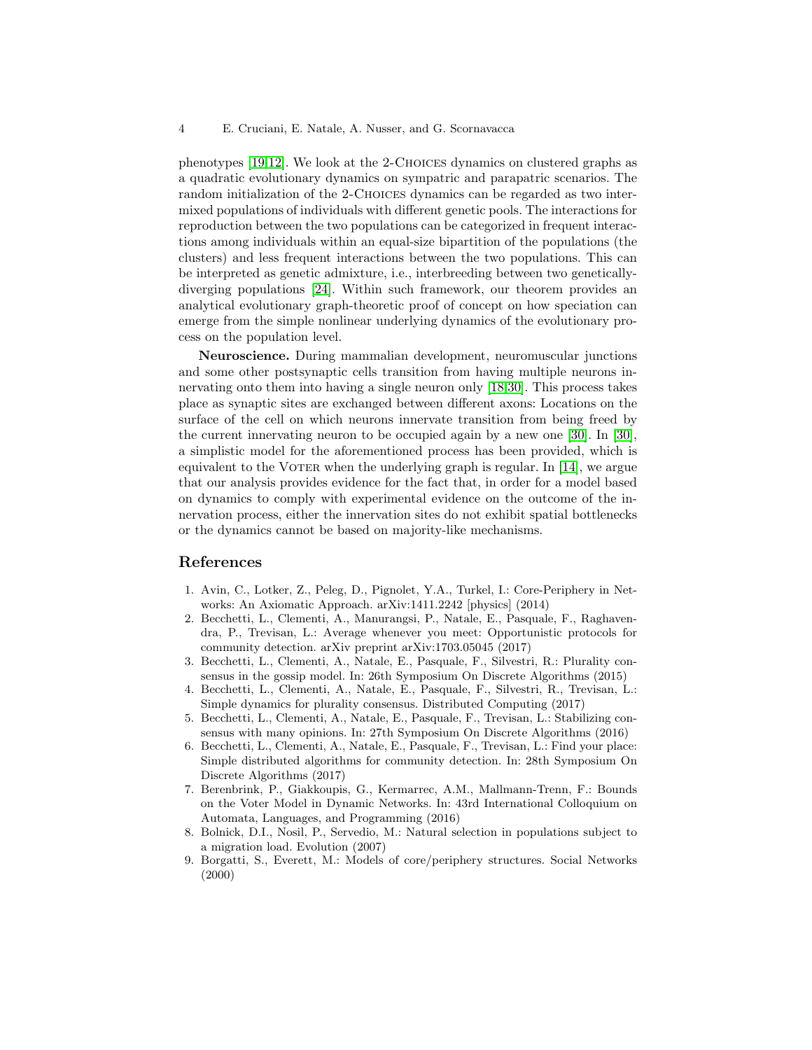phenotypes [19,12]. We look at the 2-Choices dynamics on clustered graphs as a quadratic evolutionary dynamics on sympatric and parapatric scenarios. The random initialization of the 2-Choices dynamics can be regarded as two intermixed populations of individuals with different genetic pools. The interactions for reproduction between the two populations can be categorized in frequent interactions among individuals within an equal-size bipartition of the populations (the clusters) and less frequent interactions between the two populations. This can be interpreted as genetic admixture, i.e., interbreeding between two genetically-diverging populations [24]. Within such framework, our theorem provides an analytical evolutionary graph-theoretic proof of concept on how speciation can emerge from the simple nonlinear underlying dynamics of the evolutionary process on the population level.

**Neuroscience.** During mammalian development, neuromuscular junctions and some other postsynaptic cells transition from having multiple neurons innervating onto them into having a single neuron only [18,30]. This process takes place as synaptic sites are exchanged between different axons: Locations on the surface of the cell on which neurons innervate transition from being freed by the current innervating neuron to be occupied again by a new one [30]. In [30], a simplistic model for the aforementioned process has been provided, which is equivalent to the Voter when the underlying graph is regular. In [14], we argue that our analysis provides evidence for the fact that, in order for a model based on dynamics to comply with experimental evidence on the outcome of the innervation process, either the innervation sites do not exhibit spatial bottlenecks or the dynamics cannot be based on majority-like mechanisms.

## References

1. Avin, C., Lotker, Z., Peleg, D., Pignolet, Y.A., Turkel, I.: Core-Periphery in Networks: An Axiomatic Approach. arXiv:1411.2242 [physics] (2014)
2. Becchetti, L., Clementi, A., Manurangsi, P., Natale, E., Pasquale, F., Raghavendra, P., Trevisan, L.: Average whenever you meet: Opportunistic protocols for community detection. arXiv preprint arXiv:1703.05045 (2017)
3. Becchetti, L., Clementi, A., Natale, E., Pasquale, F., Silvestri, R.: Plurality consensus in the gossip model. In: 26th Symposium On Discrete Algorithms (2015)
4. Becchetti, L., Clementi, A., Natale, E., Pasquale, F., Silvestri, R., Trevisan, L.: Simple dynamics for plurality consensus. Distributed Computing (2017)
5. Becchetti, L., Clementi, A., Natale, E., Pasquale, F., Trevisan, L.: Stabilizing consensus with many opinions. In: 27th Symposium On Discrete Algorithms (2016)
6. Becchetti, L., Clementi, A., Natale, E., Pasquale, F., Trevisan, L.: Find your place: Simple distributed algorithms for community detection. In: 28th Symposium On Discrete Algorithms (2017)
7. Berenbrink, P., Giakkoupis, G., Kermarrec, A.M., Mallmann-Trenn, F.: Bounds on the Voter Model in Dynamic Networks. In: 43rd International Colloquium on Automata, Languages, and Programming (2016)
8. Bolnick, D.I., Nosil, P., Servedio, M.: Natural selection in populations subject to a migration load. Evolution (2007)
9. Borgatti, S., Everett, M.: Models of core/periphery structures. Social Networks (2000)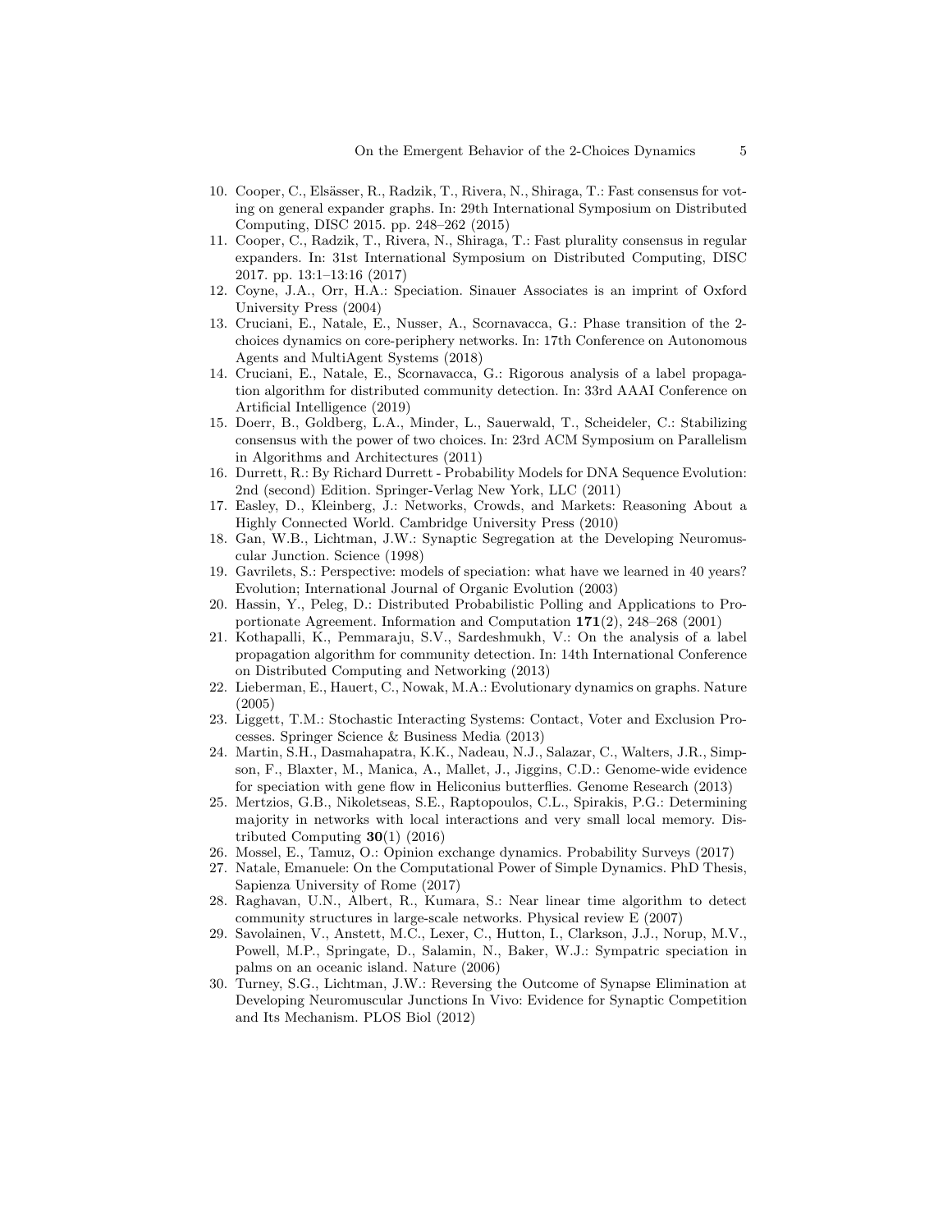10. Cooper, C., Elsässer, R., Radzik, T., Rivera, N., Shiraga, T.: Fast consensus for voting on general expander graphs. In: 29th International Symposium on Distributed Computing, DISC 2015. pp. 248–262 (2015)
11. Cooper, C., Radzik, T., Rivera, N., Shiraga, T.: Fast plurality consensus in regular expanders. In: 31st International Symposium on Distributed Computing, DISC 2017. pp. 13:1–13:16 (2017)
12. Coyne, J.A., Orr, H.A.: Speciation. Sinauer Associates is an imprint of Oxford University Press (2004)
13. Cruciani, E., Natale, E., Nusser, A., Scornavacca, G.: Phase transition of the 2-choices dynamics on core-periphery networks. In: 17th Conference on Autonomous Agents and MultiAgent Systems (2018)
14. Cruciani, E., Natale, E., Scornavacca, G.: Rigorous analysis of a label propagation algorithm for distributed community detection. In: 33rd AAAI Conference on Artificial Intelligence (2019)
15. Doerr, B., Goldberg, L.A., Minder, L., Sauerwald, T., Scheideler, C.: Stabilizing consensus with the power of two choices. In: 23rd ACM Symposium on Parallelism in Algorithms and Architectures (2011)
16. Durrett, R.: By Richard Durrett - Probability Models for DNA Sequence Evolution: 2nd (second) Edition. Springer-Verlag New York, LLC (2011)
17. Easley, D., Kleinberg, J.: Networks, Crowds, and Markets: Reasoning About a Highly Connected World. Cambridge University Press (2010)
18. Gan, W.B., Lichtman, J.W.: Synaptic Segregation at the Developing Neuromuscular Junction. Science (1998)
19. Gavrilets, S.: Perspective: models of speciation: what have we learned in 40 years? Evolution; International Journal of Organic Evolution (2003)
20. Hassin, Y., Peleg, D.: Distributed Probabilistic Polling and Applications to Proportionate Agreement. Information and Computation **171**(2), 248–268 (2001)
21. Kothapalli, K., Pemmaraju, S.V., Sardeshmukh, V.: On the analysis of a label propagation algorithm for community detection. In: 14th International Conference on Distributed Computing and Networking (2013)
22. Lieberman, E., Hauert, C., Nowak, M.A.: Evolutionary dynamics on graphs. Nature (2005)
23. Liggett, T.M.: Stochastic Interacting Systems: Contact, Voter and Exclusion Processes. Springer Science & Business Media (2013)
24. Martin, S.H., Dasmahapatra, K.K., Nadeau, N.J., Salazar, C., Walters, J.R., Simpson, F., Blaxter, M., Manica, A., Mallet, J., Jiggins, C.D.: Genome-wide evidence for speciation with gene flow in Heliconius butterflies. Genome Research (2013)
25. Mertzios, G.B., Nikoletseas, S.E., Raptopoulos, C.L., Spirakis, P.G.: Determining majority in networks with local interactions and very small local memory. Distributed Computing **30**(1) (2016)
26. Mossel, E., Tamuz, O.: Opinion exchange dynamics. Probability Surveys (2017)
27. Natale, Emanuele: On the Computational Power of Simple Dynamics. PhD Thesis, Sapienza University of Rome (2017)
28. Raghavan, U.N., Albert, R., Kumara, S.: Near linear time algorithm to detect community structures in large-scale networks. Physical review E (2007)
29. Savolainen, V., Anstett, M.C., Lexer, C., Hutton, I., Clarkson, J.J., Norup, M.V., Powell, M.P., Springate, D., Salamin, N., Baker, W.J.: Sympatric speciation in palms on an oceanic island. Nature (2006)
30. Turney, S.G., Lichtman, J.W.: Reversing the Outcome of Synapse Elimination at Developing Neuromuscular Junctions In Vivo: Evidence for Synaptic Competition and Its Mechanism. PLOS Biol (2012)